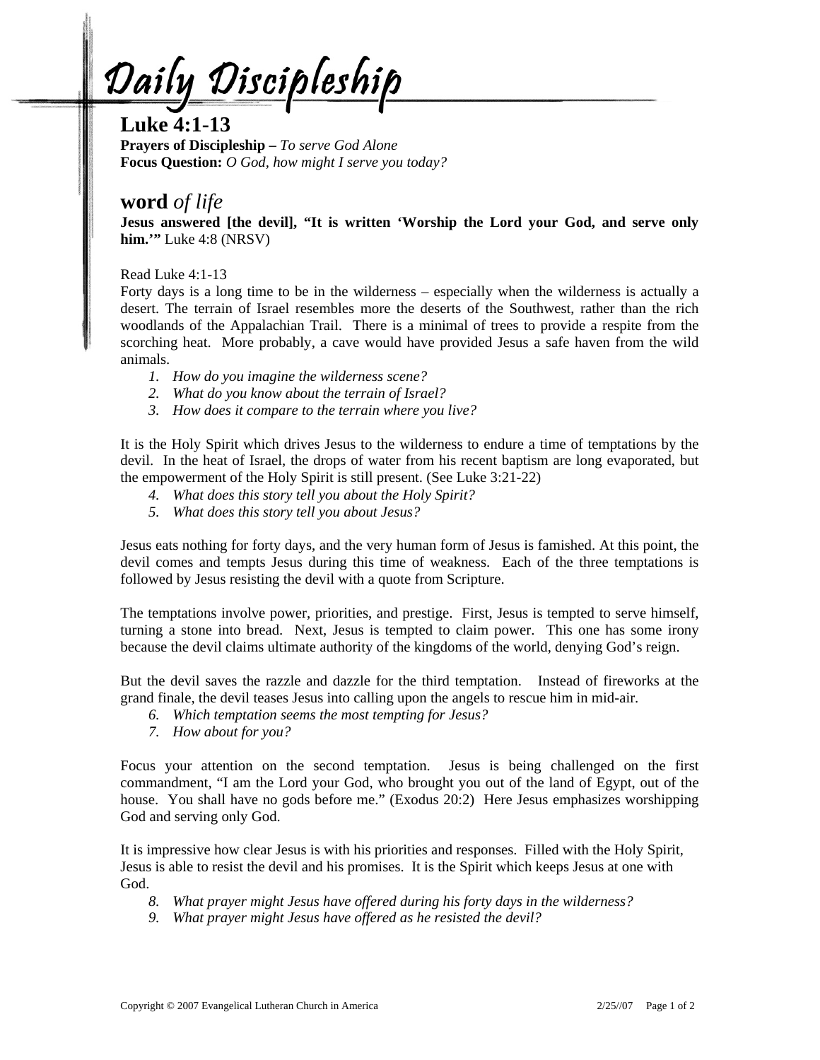# Daily Discipleship

## Luke 4:1-13

**Prayers of Discipleship –** *To serve God Alone*
**Focus Question:** *O God, how might I serve you today?*

## **word** *of life*

**Jesus answered [the devil], "It is written 'Worship the Lord your God, and serve only him.'"** Luke 4:8 (NRSV)

Read Luke 4:1-13
Forty days is a long time to be in the wilderness – especially when the wilderness is actually a desert. The terrain of Israel resembles more the deserts of the Southwest, rather than the rich woodlands of the Appalachian Trail. There is a minimal of trees to provide a respite from the scorching heat. More probably, a cave would have provided Jesus a safe haven from the wild animals.

1. *How do you imagine the wilderness scene?*
2. *What do you know about the terrain of Israel?*
3. *How does it compare to the terrain where you live?*

It is the Holy Spirit which drives Jesus to the wilderness to endure a time of temptations by the devil. In the heat of Israel, the drops of water from his recent baptism are long evaporated, but the empowerment of the Holy Spirit is still present. (See Luke 3:21-22)

4. *What does this story tell you about the Holy Spirit?*
5. *What does this story tell you about Jesus?*

Jesus eats nothing for forty days, and the very human form of Jesus is famished. At this point, the devil comes and tempts Jesus during this time of weakness. Each of the three temptations is followed by Jesus resisting the devil with a quote from Scripture.

The temptations involve power, priorities, and prestige. First, Jesus is tempted to serve himself, turning a stone into bread. Next, Jesus is tempted to claim power. This one has some irony because the devil claims ultimate authority of the kingdoms of the world, denying God's reign.

But the devil saves the razzle and dazzle for the third temptation. Instead of fireworks at the grand finale, the devil teases Jesus into calling upon the angels to rescue him in mid-air.

6. *Which temptation seems the most tempting for Jesus?*
7. *How about for you?*

Focus your attention on the second temptation. Jesus is being challenged on the first commandment, "I am the Lord your God, who brought you out of the land of Egypt, out of the house. You shall have no gods before me." (Exodus 20:2) Here Jesus emphasizes worshipping God and serving only God.

It is impressive how clear Jesus is with his priorities and responses. Filled with the Holy Spirit, Jesus is able to resist the devil and his promises. It is the Spirit which keeps Jesus at one with God.

8. *What prayer might Jesus have offered during his forty days in the wilderness?*
9. *What prayer might Jesus have offered as he resisted the devil?*

Copyright © 2007 Evangelical Lutheran Church in America 2/25//07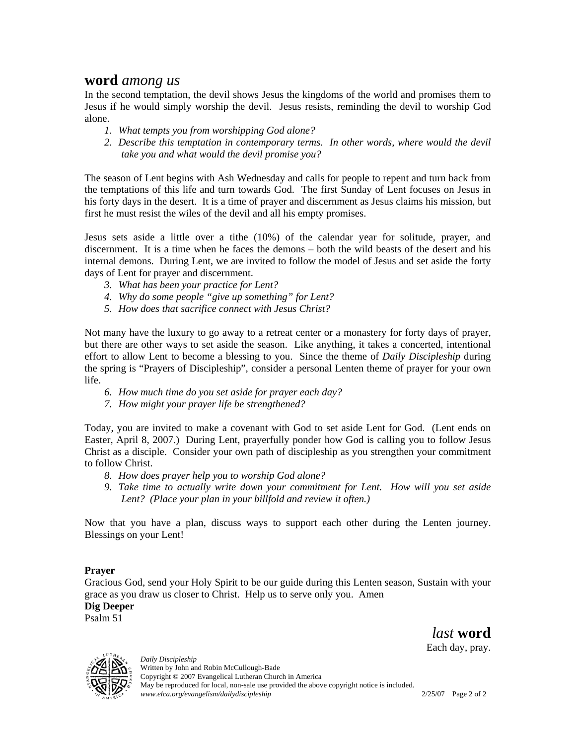## **word** *among us*

In the second temptation, the devil shows Jesus the kingdoms of the world and promises them to Jesus if he would simply worship the devil. Jesus resists, reminding the devil to worship God alone.

1. *What tempts you from worshipping God alone?*
2. *Describe this temptation in contemporary terms. In other words, where would the devil take you and what would the devil promise you?*

The season of Lent begins with Ash Wednesday and calls for people to repent and turn back from the temptations of this life and turn towards God. The first Sunday of Lent focuses on Jesus in his forty days in the desert. It is a time of prayer and discernment as Jesus claims his mission, but first he must resist the wiles of the devil and all his empty promises.

Jesus sets aside a little over a tithe (10%) of the calendar year for solitude, prayer, and discernment. It is a time when he faces the demons – both the wild beasts of the desert and his internal demons. During Lent, we are invited to follow the model of Jesus and set aside the forty days of Lent for prayer and discernment.

3. *What has been your practice for Lent?*
4. *Why do some people "give up something" for Lent?*
5. *How does that sacrifice connect with Jesus Christ?*

Not many have the luxury to go away to a retreat center or a monastery for forty days of prayer, but there are other ways to set aside the season. Like anything, it takes a concerted, intentional effort to allow Lent to become a blessing to you. Since the theme of *Daily Discipleship* during the spring is "Prayers of Discipleship", consider a personal Lenten theme of prayer for your own life.

6. *How much time do you set aside for prayer each day?*
7. *How might your prayer life be strengthened?*

Today, you are invited to make a covenant with God to set aside Lent for God. (Lent ends on Easter, April 8, 2007.) During Lent, prayerfully ponder how God is calling you to follow Jesus Christ as a disciple. Consider your own path of discipleship as you strengthen your commitment to follow Christ.

8. *How does prayer help you to worship God alone?*
9. *Take time to actually write down your commitment for Lent. How will you set aside Lent? (Place your plan in your billfold and review it often.)*

Now that you have a plan, discuss ways to support each other during the Lenten journey. Blessings on your Lent!

**Prayer**

Gracious God, send your Holy Spirit to be our guide during this Lenten season, Sustain with your grace as you draw us closer to Christ. Help us to serve only you. Amen

**Dig Deeper**

Psalm 51

## *last* **word**

Each day, pray.

*Daily Discipleship*
Written by John and Robin McCullough-Bade
Copyright © 2007 Evangelical Lutheran Church in America
May be reproduced for local, non-sale use provided the above copyright notice is included.
*www.elca.org/evangelism/dailydiscipleship*

2/25/07